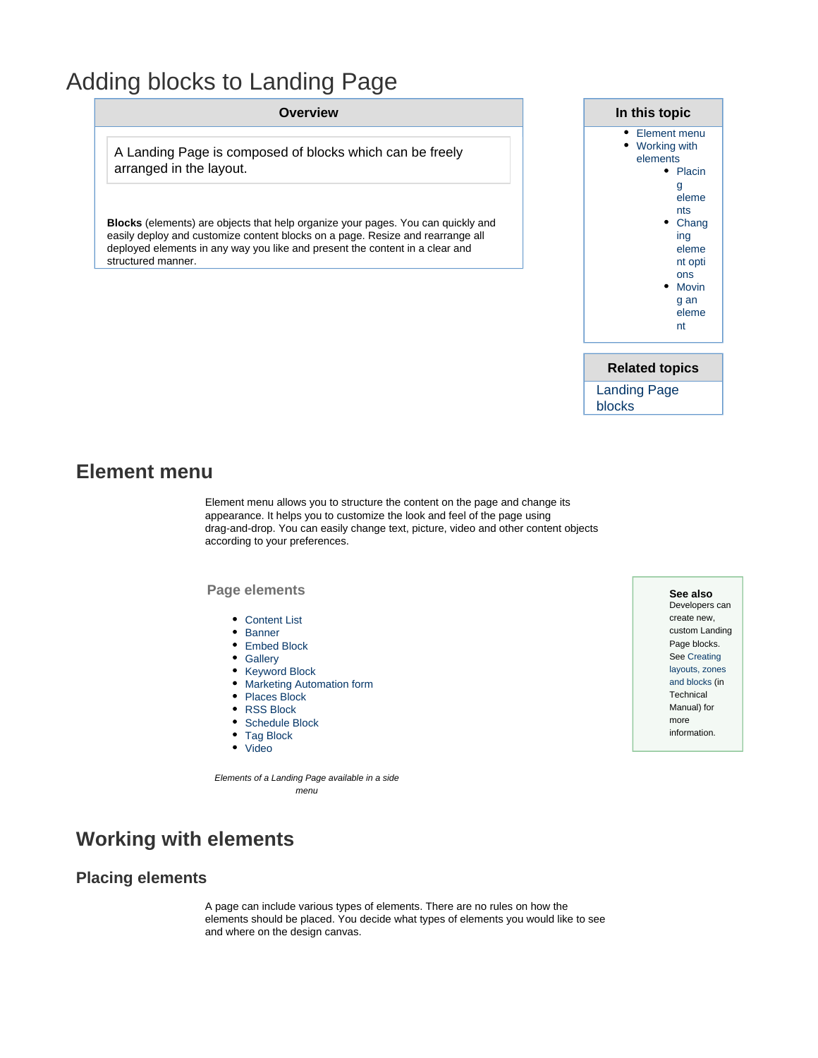# Adding blocks to Landing Page

**Overview**

A Landing Page is composed of blocks which can be freely arranged in the layout.

**Blocks** (elements) are objects that help organize your pages. You can quickly and easily deploy and customize content blocks on a page. Resize and rearrange all deployed elements in any way you like and present the content in a clear and structured manner.

**In this topic**

- Element menu
- Working with elements
  - Placing elements
  - Changing element options
  - Moving an element

**Related topics**

Landing Page blocks

## Element menu

Element menu allows you to structure the content on the page and change its appearance. It helps you to customize the look and feel of the page using drag-and-drop. You can easily change text, picture, video and other content objects according to your preferences.

**Page elements**

- Content List
- Banner
- Embed Block
- Gallery
- Keyword Block
- Marketing Automation form
- Places Block
- RSS Block
- Schedule Block
- Tag Block
- Video

*Elements of a Landing Page available in a side menu*

**See also**
Developers can create new, custom Landing Page blocks. See Creating layouts, zones and blocks (in Technical Manual) for more information.

## Working with elements

### Placing elements

A page can include various types of elements. There are no rules on how the elements should be placed. You decide what types of elements you would like to see and where on the design canvas.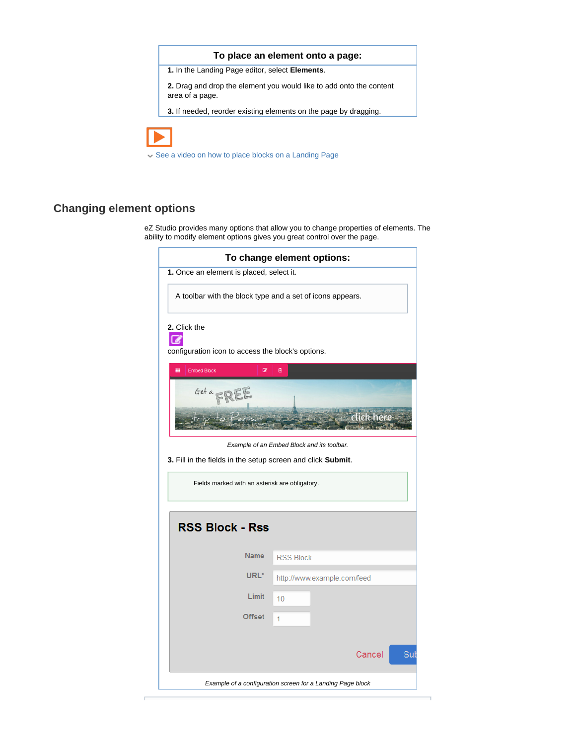**To place an element onto a page:**

**1.** In the Landing Page editor, select **Elements**.

**2.** Drag and drop the element you would like to add onto the content area of a page.

**3.** If needed, reorder existing elements on the page by dragging.

See a video on how to place blocks on a Landing Page

## Changing element options

eZ Studio provides many options that allow you to change properties of elements. The ability to modify element options gives you great control over the page.

**To change element options:**

**1.** Once an element is placed, select it.

> A toolbar with the block type and a set of icons appears.

**2.** Click the configuration icon to access the block's options.

*Example of an Embed Block and its toolbar.*

**3.** Fill in the fields in the setup screen and click **Submit**.

> Fields marked with an asterisk are obligatory.

*Example of a configuration screen for a Landing Page block*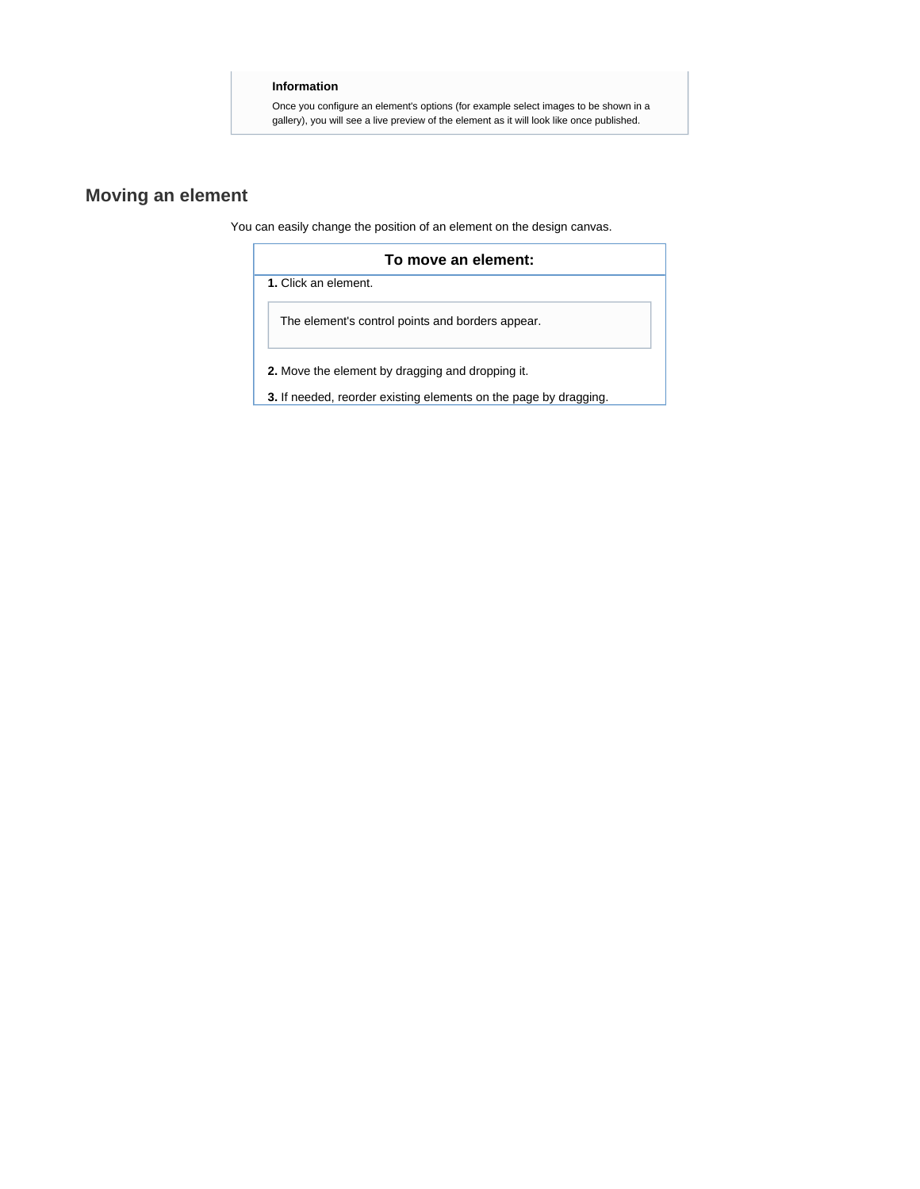> **Information**
>
> Once you configure an element's options (for example select images to be shown in a gallery), you will see a live preview of the element as it will look like once published.

## Moving an element

You can easily change the position of an element on the design canvas.

### To move an element:

**1.** Click an element.

> The element's control points and borders appear.

**2.** Move the element by dragging and dropping it.

**3.** If needed, reorder existing elements on the page by dragging.